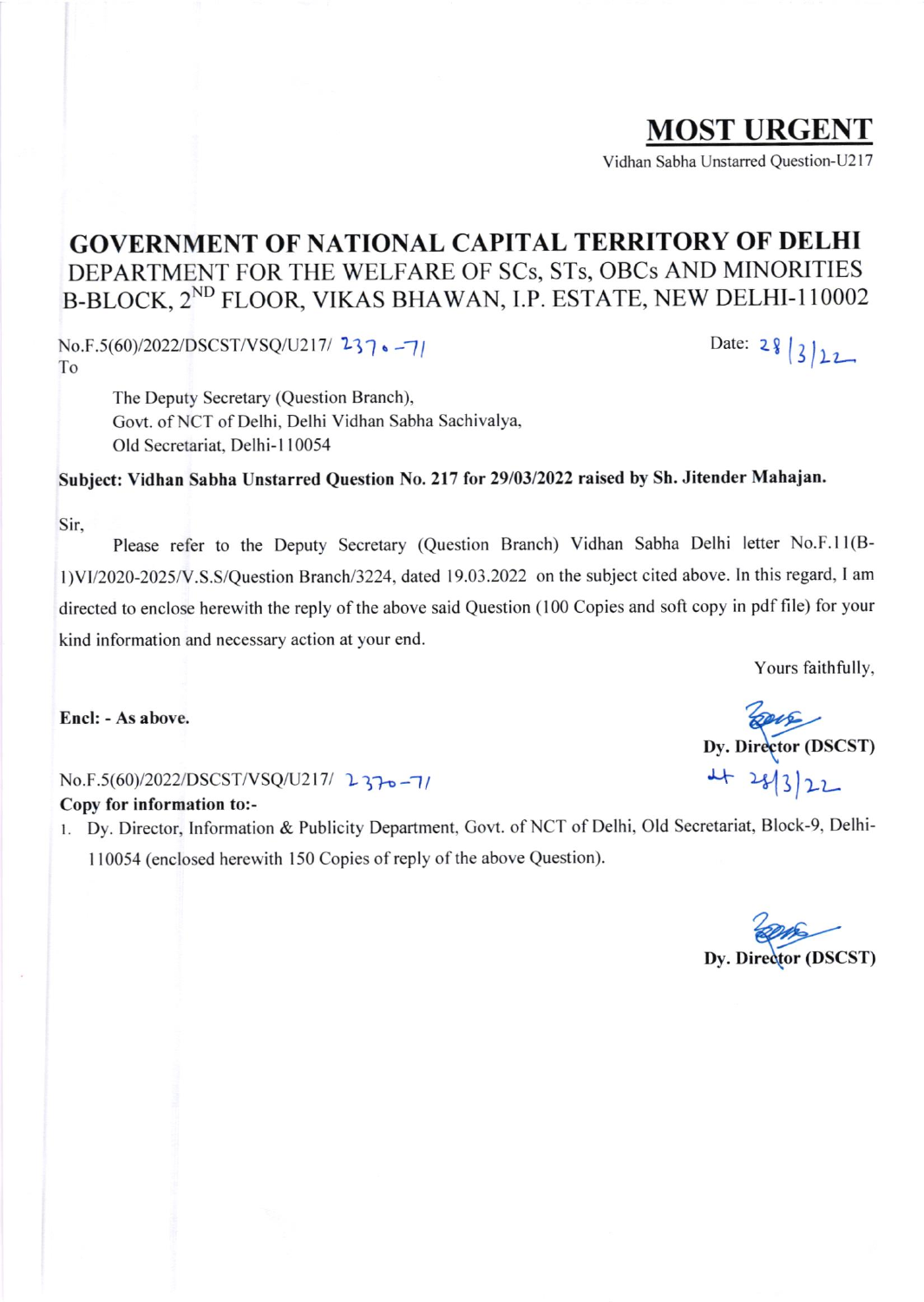# MOST URGENT

Vidhan Sabha Unstarred Question-U217

## GOVERNMENT OF NATIONAL CAPITAL TERRITORY OF DELHI
DEPARTMENT FOR THE WELFARE OF SCs, STs, OBCs AND MINORITIES
B-BLOCK, 2[ND] FLOOR, VIKAS BHAWAN, I.P. ESTATE, NEW DELHI-110002

No.F.5(60)/2022/DSCST/VSQ/U217/ 2370-71 Date: 28/3/22

To

The Deputy Secretary (Question Branch),
Govt. of NCT of Delhi, Delhi Vidhan Sabha Sachivalya,
Old Secretariat, Delhi-110054

**Subject: Vidhan Sabha Unstarred Question No. 217 for 29/03/2022 raised by Sh. Jitender Mahajan.**

Sir,

Please refer to the Deputy Secretary (Question Branch) Vidhan Sabha Delhi letter No.F.11(B-1)VI/2020-2025/V.S.S/Question Branch/3224, dated 19.03.2022 on the subject cited above. In this regard, I am directed to enclose herewith the reply of the above said Question (100 Copies and soft copy in pdf file) for your kind information and necessary action at your end.

Yours faithfully,

**Encl: - As above.**

**Dy. Director (DSCST)**
28/3/22

No.F.5(60)/2022/DSCST/VSQ/U217/ 2370-71

**Copy for information to:-**

1. Dy. Director, Information & Publicity Department, Govt. of NCT of Delhi, Old Secretariat, Block-9, Delhi-110054 (enclosed herewith 150 Copies of reply of the above Question).

**Dy. Director (DSCST)**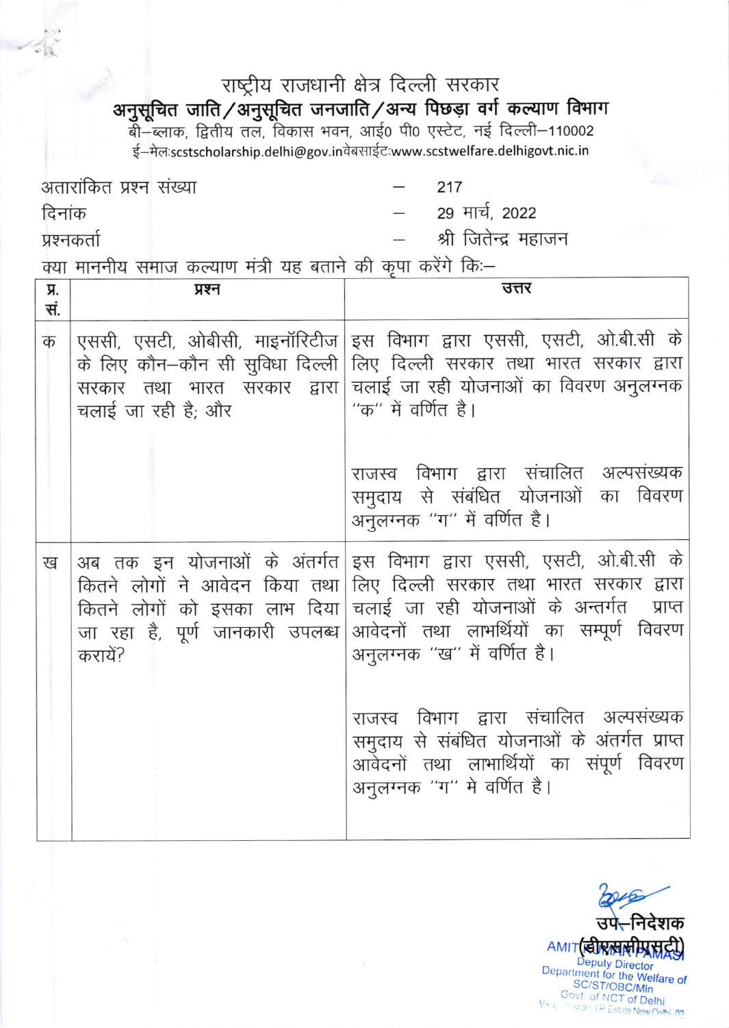# राष्ट्रीय राजधानी क्षेत्र दिल्ली सरकार

## अनुसूचित जाति/अनुसूचित जनजाति/अन्य पिछड़ा वर्ग कल्याण विभाग

बी–ब्लाक, द्वितीय तल, विकास भवन, आई0 पी0 एस्टेट, नई दिल्ली–110002
ई–मेल:scstscholarship.delhi@gov.inवेबसाईट:www.scstwelfare.delhigovt.nic.in

अतारांकित प्रश्न संख्या – 217
दिनांक – 29 मार्च, 2022
प्रश्नकर्ता – श्री जितेन्द्र महाजन

क्या माननीय समाज कल्याण मंत्री यह बताने की कृपा करेंगे किः–

| प्र. सं. | प्रश्न | उत्तर |
|---|---|---|
| क | एससी, एसटी, ओबीसी, माइनॉरिटीज के लिए कौन–कौन सी सुविधा दिल्ली सरकार तथा भारत सरकार द्वारा चलाई जा रही है; और | इस विभाग द्वारा एससी, एसटी, ओ.बी.सी के लिए दिल्ली सरकार तथा भारत सरकार द्वारा चलाई जा रही योजनाओं का विवरण अनुलग्नक "क" में वर्णित है।<br><br>राजस्व विभाग द्वारा संचालित अल्पसंख्यक समुदाय से संबंधित योजनाओं का विवरण अनुलग्नक "ग" में वर्णित है। |
| ख | अब तक इन योजनाओं के अंतर्गत कितने लोगों ने आवेदन किया तथा कितने लोगों को इसका लाभ दिया जा रहा है, पूर्ण जानकारी उपलब्ध करायें? | इस विभाग द्वारा एससी, एसटी, ओ.बी.सी के लिए दिल्ली सरकार तथा भारत सरकार द्वारा चलाई जा रही योजनाओं के अन्तर्गत प्राप्त आवेदनों तथा लाभार्थियों का सम्पूर्ण विवरण अनुलग्नक "ख" में वर्णित है।<br><br>राजस्व विभाग द्वारा संचालित अल्पसंख्यक समुदाय से संबंधित योजनाओं के अंतर्गत प्राप्त आवेदनों तथा लाभार्थियों का संपूर्ण विवरण अनुलग्नक "ग" मे वर्णित है। |

उप–निदेशक
(डीएससीएसटी)

AMIT KUMAR PAMASI
Deputy Director
Department for the Welfare of SC/ST/OBC/Min
Govt. of NCT of Delhi
Vikas Bhawan, I.P. Estate New Delhi-02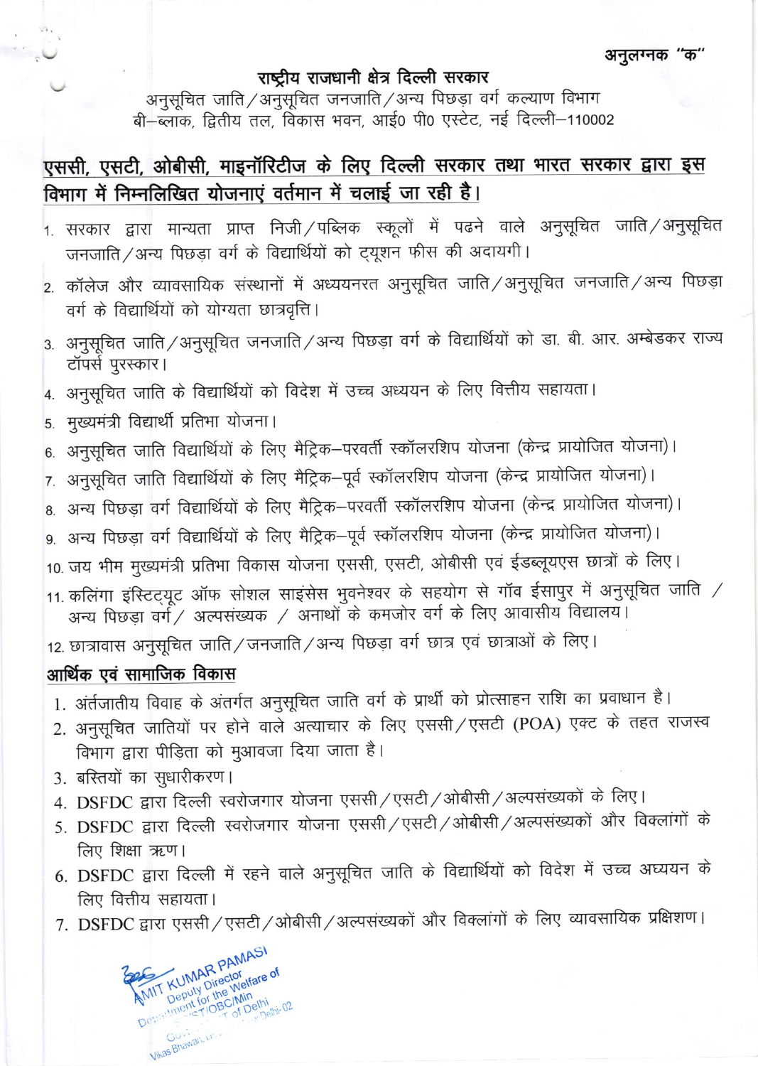अनुलग्नक "क"

राष्ट्रीय राजधानी क्षेत्र दिल्ली सरकार

अनुसूचित जाति/अनुसूचित जनजाति/अन्य पिछड़ा वर्ग कल्याण विभाग

बी–ब्लाक, द्वितीय तल, विकास भवन, आई० पी० एस्टेट, नई दिल्ली–110002

## एससी, एसटी, ओबीसी, माइनॉरिटीज के लिए दिल्ली सरकार तथा भारत सरकार द्वारा इस विभाग में निम्नलिखित योजनाएं वर्तमान में चलाई जा रही है।

1. सरकार द्वारा मान्यता प्राप्त निजी/पब्लिक स्कूलों में पढने वाले अनुसूचित जाति/अनुसूचित जनजाति/अन्य पिछड़ा वर्ग के विद्यार्थियों को ट्यूशन फीस की अदायगी।
2. कॉलेज और व्यावसायिक संस्थानों में अध्ययनरत अनुसूचित जाति/अनुसूचित जनजाति/अन्य पिछड़ा वर्ग के विद्यार्थियों को योग्यता छात्रवृत्ति।
3. अनुसूचित जाति/अनुसूचित जनजाति/अन्य पिछड़ा वर्ग के विद्यार्थियों को डा. बी. आर. अम्बेडकर राज्य टॉपर्स पुरस्कार।
4. अनुसूचित जाति के विद्यार्थियों को विदेश में उच्च अध्ययन के लिए वित्तीय सहायता।
5. मुख्यमंत्री विद्यार्थी प्रतिभा योजना।
6. अनुसूचित जाति विद्यार्थियों के लिए मैट्रिक–परवर्ती स्कॉलरशिप योजना (केन्द्र प्रायोजित योजना)।
7. अनुसूचित जाति विद्यार्थियों के लिए मैट्रिक–पूर्व स्कॉलरशिप योजना (केन्द्र प्रायोजित योजना)।
8. अन्य पिछड़ा वर्ग विद्यार्थियों के लिए मैट्रिक–परवर्ती स्कॉलरशिप योजना (केन्द्र प्रायोजित योजना)।
9. अन्य पिछड़ा वर्ग विद्यार्थियों के लिए मैट्रिक–पूर्व स्कॉलरशिप योजना (केन्द्र प्रायोजित योजना)।
10. जय भीम मुख्यमंत्री प्रतिभा विकास योजना एससी, एसटी, ओबीसी एवं ईडब्लूयएस छात्रों के लिए।
11. कलिंगा इंस्टिट्यूट ऑफ सोशल साइंसेस भुवनेश्वर के सहयोग से गॉव ईसापुर में अनुसूचित जाति / अन्य पिछड़ा वर्ग/ अल्पसंख्यक / अनाथों के कमजोर वर्ग के लिए आवासीय विद्यालय।
12. छात्रावास अनुसूचित जाति/जनजाति/अन्य पिछड़ा वर्ग छात्र एवं छात्राओं के लिए।

### आर्थिक एवं सामाजिक विकास

1. अंर्तजातीय विवाह के अंतर्गत अनुसूचित जाति वर्ग के प्रार्थी को प्रोत्साहन राशि का प्रवाधान है।
2. अनुसूचित जातियों पर होने वाले अत्याचार के लिए एससी/एसटी (POA) एक्ट के तहत राजस्व विभाग द्वारा पीड़िता को मुआवजा दिया जाता है।
3. बस्तियों का सुधारीकरण।
4. DSFDC द्वारा दिल्ली स्वरोजगार योजना एससी/एसटी/ओबीसी/अल्पसंख्यकों के लिए।
5. DSFDC द्वारा दिल्ली स्वरोजगार योजना एससी/एसटी/ओबीसी/अल्पसंख्यकों और विक्लांगों के लिए शिक्षा ऋण।
6. DSFDC द्वारा दिल्ली में रहने वाले अनुसूचित जाति के विद्यार्थियों को विदेश में उच्च अध्ययन के लिए वित्तीय सहायता।
7. DSFDC द्वारा एससी/एसटी/ओबीसी/अल्पसंख्यकों और विक्लांगों के लिए व्यावसायिक प्रक्षिशण।

AMIT KUMAR PAMASI
Deputy Director
Department for the Welfare of SC/ST/OBC/Min
Govt. of Delhi
Vikas Bhawan, I.P. Estate, Delhi-02